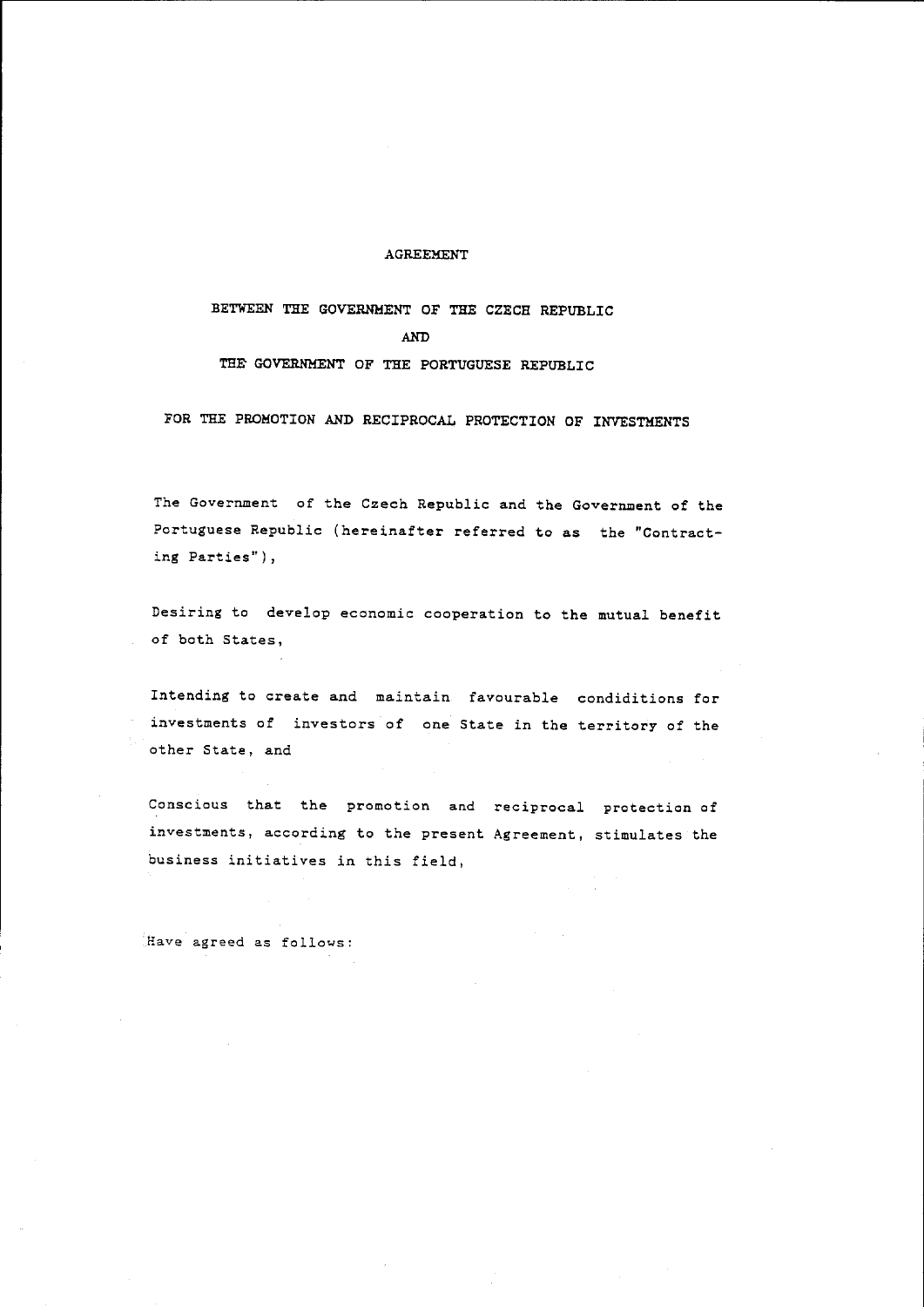# AGREEMENT

## BETWEEN THE GOVERNMENT OF THE CZECH REPUBLIC

## AND

## THE GOVERNMENT OF THE PORTUGUESE REPUBLIC

## FOR THE PROMOTION AND RECIPROCAL PROTECTION OF INVESTMENTS

The Government of the Czech Republic and the Government of the Portuguese Republic (hereinafter referred to as the "Contracting Parties"),

Desiring to develop economic cooperation to the mutual benefit of both States,

Intending to create and maintain favourable condiditions for investments of investors of one State in the territory of the other State, and

Conscious that the promotion and reciprocal protection of investments, according to the present Agreement, stimulates the business initiatives in this field,

Have agreed as follows: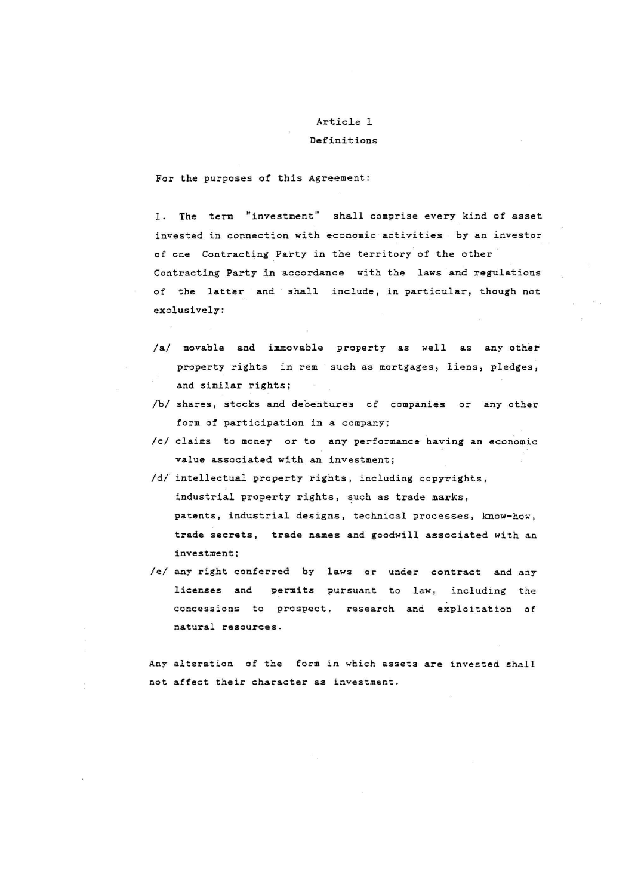# Article 1

## Definitions

For the purposes of this Agreement:

1. The term "investment" shall comprise every kind of asset invested in connection with economic activities by an investor of one Contracting Party in the territory of the other Contracting Party in accordance with the laws and regulations of the latter and shall include, in particular, though not exclusively:

/a/ movable and immovable property as well as any other property rights in rem such as mortgages, liens, pledges, and similar rights;

/b/ shares, stocks and debentures of companies or any other form of participation in a company;

/c/ claims to money or to any performance having an economic value associated with an investment;

/d/ intellectual property rights, including copyrights, industrial property rights, such as trade marks, patents, industrial designs, technical processes, know-how, trade secrets, trade names and goodwill associated with an investment;

/e/ any right conferred by laws or under contract and any licenses and permits pursuant to law, including the concessions to prospect, research and exploitation of natural resources.

Any alteration of the form in which assets are invested shall not affect their character as investment.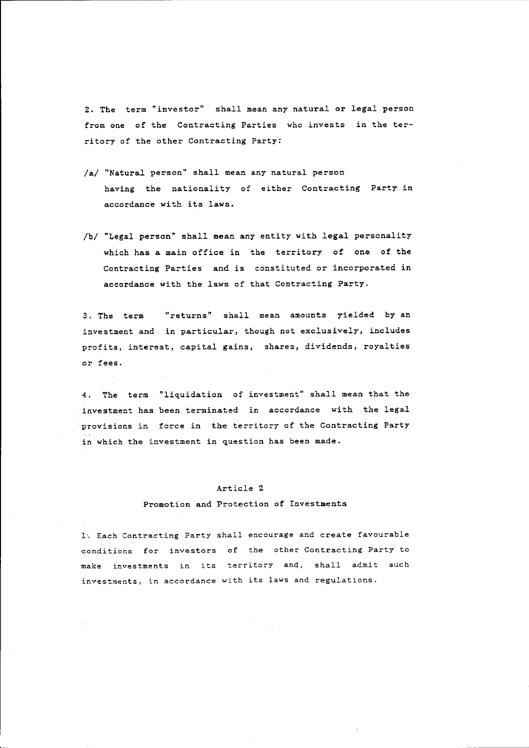2. The term "investor" shall mean any natural or legal person from one of the Contracting Parties who invests in the territory of the other Contracting Party:

/a/ "Natural person" shall mean any natural person having the nationality of either Contracting Party in accordance with its laws.

/b/ "Legal person" shall mean any entity with legal personality which has a main office in the territory of one of the Contracting Parties and is constituted or incorporated in accordance with the laws of that Contracting Party.

3. The term "returns" shall mean amounts yielded by an investment and in particular, though not exclusively, includes profits, interest, capital gains, shares, dividends, royalties or fees.

4. The term "liquidation of investment" shall mean that the investment has been terminated in accordance with the legal provisions in force in the territory of the Contracting Party in which the investment in question has been made.

## Article 2

### Promotion and Protection of Investments

1. Each Contracting Party shall encourage and create favourable conditions for investors of the other Contracting Party to make investments in its territory and, shall admit such investments, in accordance with its laws and regulations.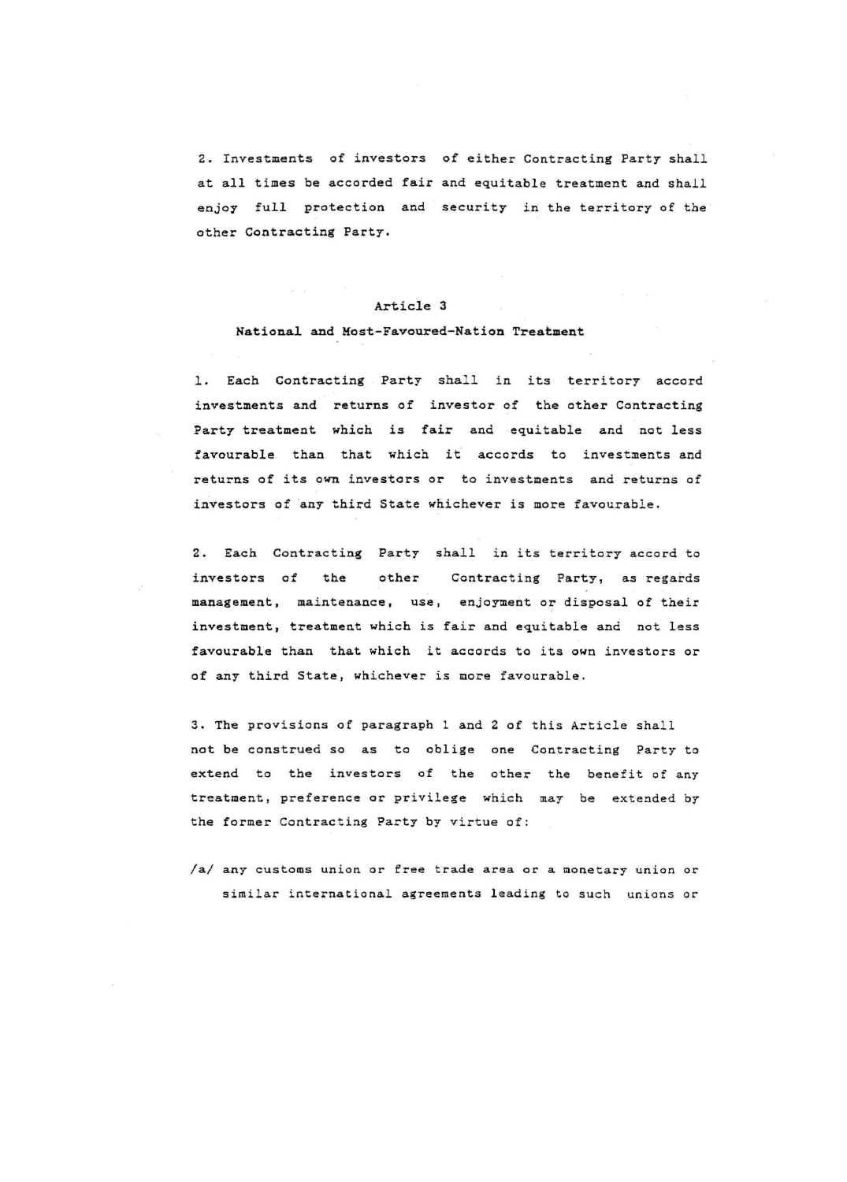2. Investments of investors of either Contracting Party shall at all times be accorded fair and equitable treatment and shall enjoy full protection and security in the territory of the other Contracting Party.

## Article 3

## National and Most-Favoured-Nation Treatment

1. Each Contracting Party shall in its territory accord investments and returns of investor of the other Contracting Party treatment which is fair and equitable and not less favourable than that which it accords to investments and returns of its own investors or to investments and returns of investors of any third State whichever is more favourable.

2. Each Contracting Party shall in its territory accord to investors of the other Contracting Party, as regards management, maintenance, use, enjoyment or disposal of their investment, treatment which is fair and equitable and not less favourable than that which it accords to its own investors or of any third State, whichever is more favourable.

3. The provisions of paragraph 1 and 2 of this Article shall not be construed so as to oblige one Contracting Party to extend to the investors of the other the benefit of any treatment, preference or privilege which may be extended by the former Contracting Party by virtue of:

/a/ any customs union or free trade area or a monetary union or similar international agreements leading to such unions or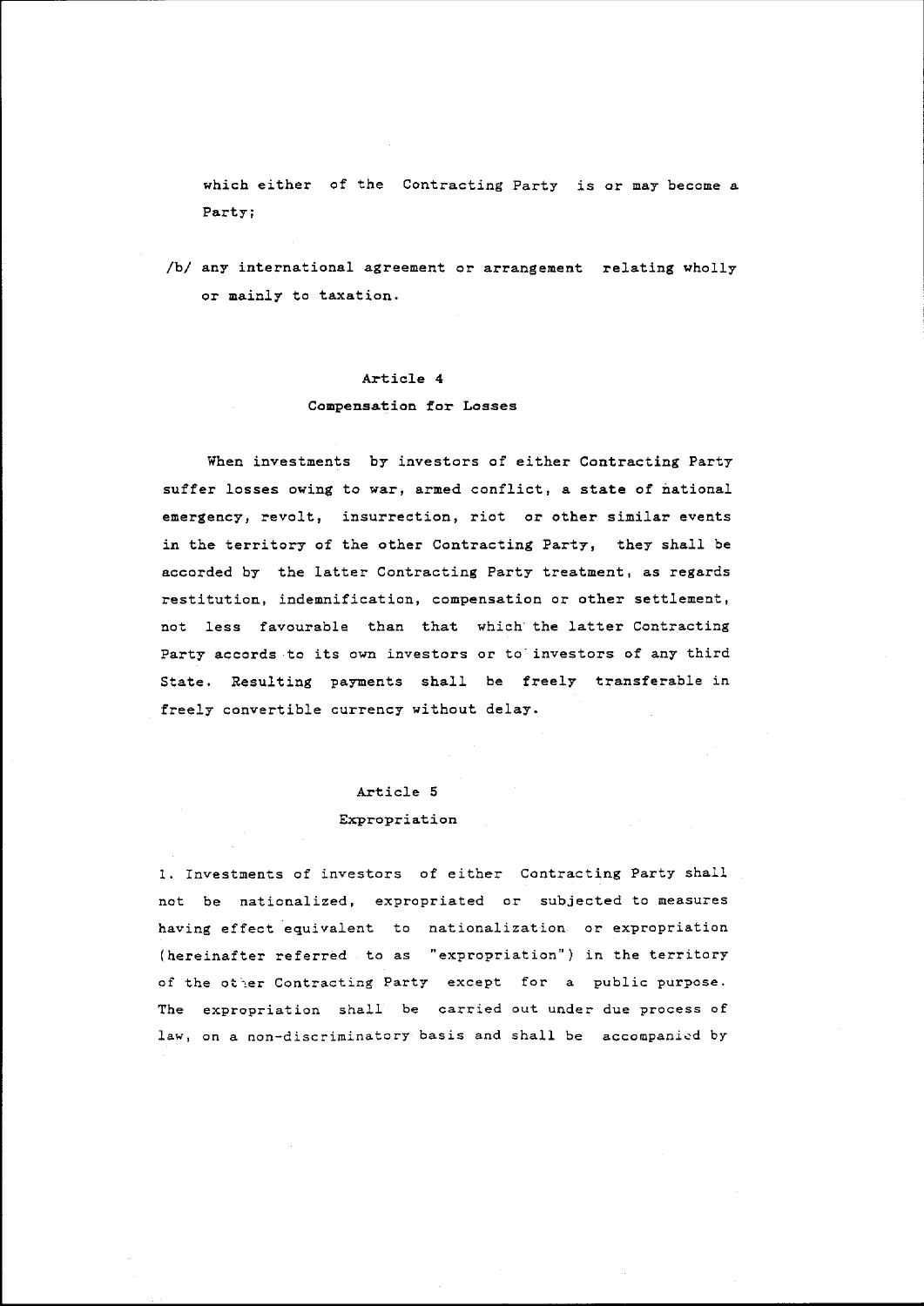which either of the Contracting Party is or may become a Party;

/b/ any international agreement or arrangement relating wholly or mainly to taxation.

## Article 4
## Compensation for Losses

When investments by investors of either Contracting Party suffer losses owing to war, armed conflict, a state of national emergency, revolt, insurrection, riot or other similar events in the territory of the other Contracting Party, they shall be accorded by the latter Contracting Party treatment, as regards restitution, indemnification, compensation or other settlement, not less favourable than that which the latter Contracting Party accords to its own investors or to investors of any third State. Resulting payments shall be freely transferable in freely convertible currency without delay.

## Article 5
## Expropriation

1. Investments of investors of either Contracting Party shall not be nationalized, expropriated or subjected to measures having effect equivalent to nationalization or expropriation (hereinafter referred to as "expropriation") in the territory of the other Contracting Party except for a public purpose. The expropriation shall be carried out under due process of law, on a non-discriminatory basis and shall be accompanied by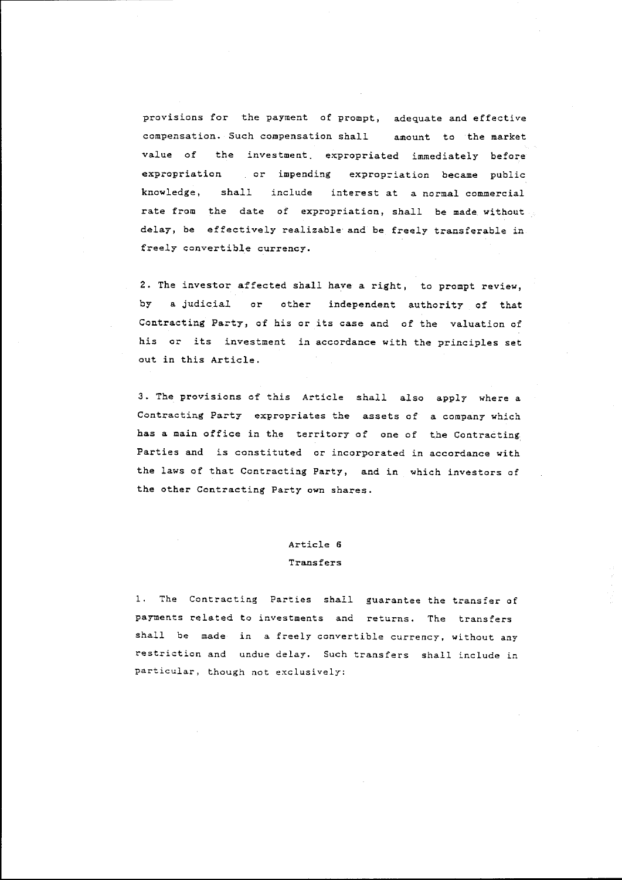provisions for the payment of prompt, adequate and effective compensation. Such compensation shall amount to the market value of the investment expropriated immediately before expropriation or impending expropriation became public knowledge, shall include interest at a normal commercial rate from the date of expropriation, shall be made without delay, be effectively realizable and be freely transferable in freely convertible currency.

2. The investor affected shall have a right, to prompt review, by a judicial or other independent authority of that Contracting Party, of his or its case and of the valuation of his or its investment in accordance with the principles set out in this Article.

3. The provisions of this Article shall also apply where a Contracting Party expropriates the assets of a company which has a main office in the territory of one of the Contracting Parties and is constituted or incorporated in accordance with the laws of that Contracting Party, and in which investors of the other Contracting Party own shares.

## Article 6
## Transfers

1. The Contracting Parties shall guarantee the transfer of payments related to investments and returns. The transfers shall be made in a freely convertible currency, without any restriction and undue delay. Such transfers shall include in particular, though not exclusively: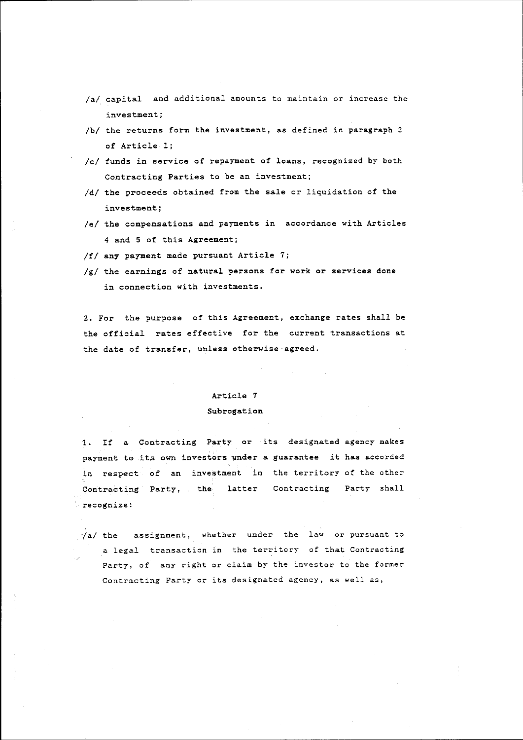/a/ capital and additional amounts to maintain or increase the investment;

/b/ the returns form the investment, as defined in paragraph 3 of Article 1;

/c/ funds in service of repayment of loans, recognized by both Contracting Parties to be an investment;

/d/ the proceeds obtained from the sale or liquidation of the investment;

/e/ the compensations and payments in accordance with Articles 4 and 5 of this Agreement;

/f/ any payment made pursuant Article 7;

/g/ the earnings of natural persons for work or services done in connection with investments.

2. For the purpose of this Agreement, exchange rates shall be the official rates effective for the current transactions at the date of transfer, unless otherwise agreed.

## Article 7

## Subrogation

1. If a Contracting Party or its designated agency makes payment to its own investors under a guarantee it has accorded in respect of an investment in the territory of the other Contracting Party, the latter Contracting Party shall recognize:

/a/ the assignment, whether under the law or pursuant to a legal transaction in the territory of that Contracting Party, of any right or claim by the investor to the former Contracting Party or its designated agency, as well as,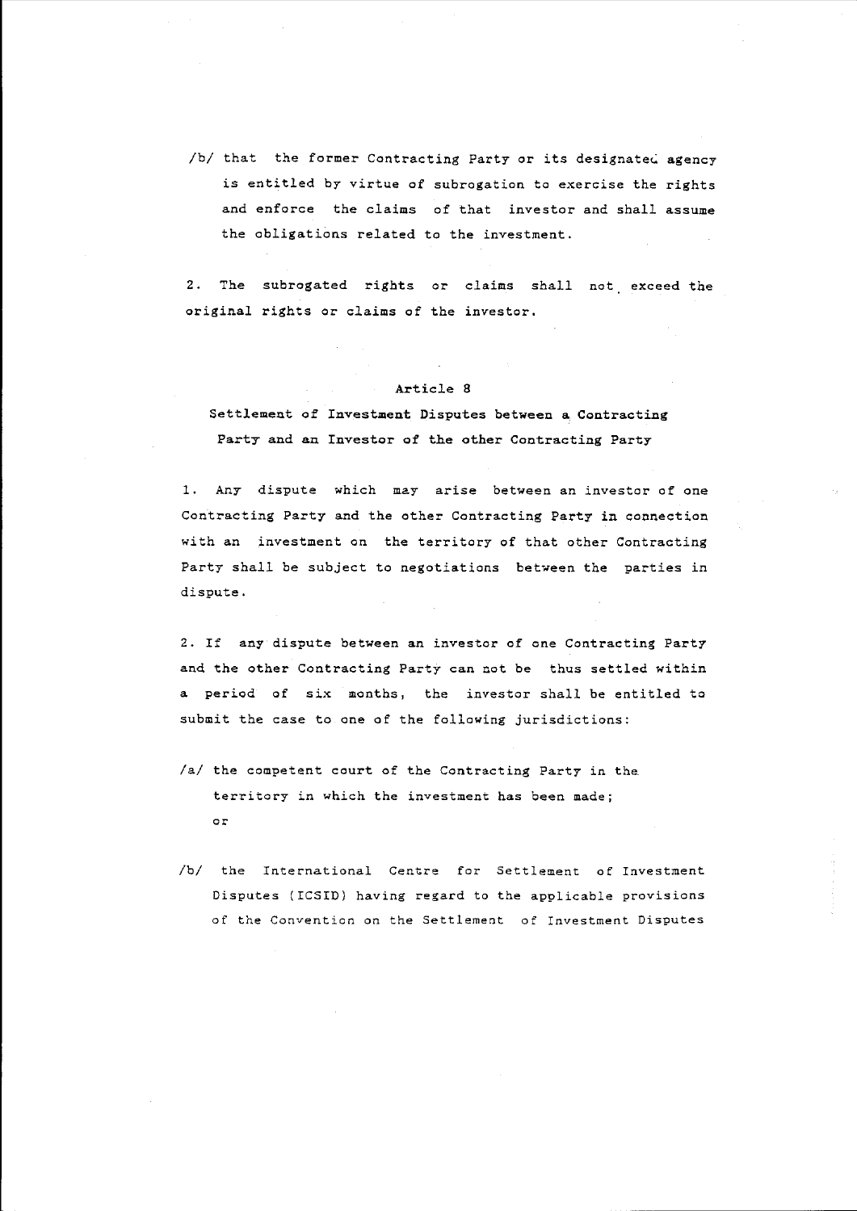/b/ that the former Contracting Party or its designated agency is entitled by virtue of subrogation to exercise the rights and enforce the claims of that investor and shall assume the obligations related to the investment.

2. The subrogated rights or claims shall not exceed the original rights or claims of the investor.

## Article 8

### Settlement of Investment Disputes between a Contracting Party and an Investor of the other Contracting Party

1. Any dispute which may arise between an investor of one Contracting Party and the other Contracting Party in connection with an investment on the territory of that other Contracting Party shall be subject to negotiations between the parties in dispute.

2. If any dispute between an investor of one Contracting Party and the other Contracting Party can not be thus settled within a period of six months, the investor shall be entitled to submit the case to one of the following jurisdictions:

/a/ the competent court of the Contracting Party in the territory in which the investment has been made;
or

/b/ the International Centre for Settlement of Investment Disputes (ICSID) having regard to the applicable provisions of the Convention on the Settlement of Investment Disputes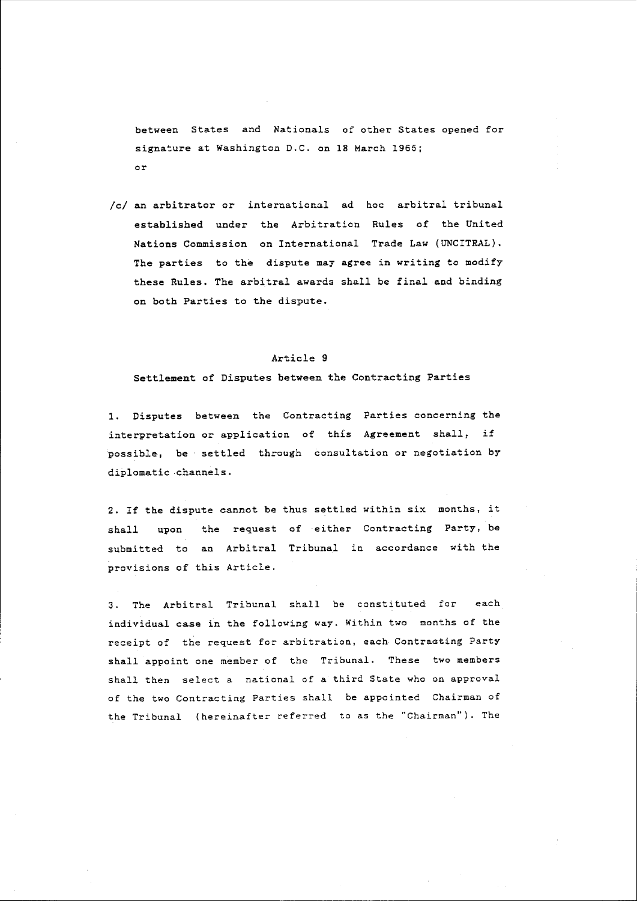between States and Nationals of other States opened for signature at Washington D.C. on 18 March 1965;
or

/c/ an arbitrator or international ad hoc arbitral tribunal established under the Arbitration Rules of the United Nations Commission on International Trade Law (UNCITRAL). The parties to the dispute may agree in writing to modify these Rules. The arbitral awards shall be final and binding on both Parties to the dispute.

### Article 9

### Settlement of Disputes between the Contracting Parties

1. Disputes between the Contracting Parties concerning the interpretation or application of this Agreement shall, if possible, be settled through consultation or negotiation by diplomatic channels.

2. If the dispute cannot be thus settled within six months, it shall upon the request of either Contracting Party, be submitted to an Arbitral Tribunal in accordance with the provisions of this Article.

3. The Arbitral Tribunal shall be constituted for each individual case in the following way. Within two months of the receipt of the request for arbitration, each Contracting Party shall appoint one member of the Tribunal. These two members shall then select a national of a third State who on approval of the two Contracting Parties shall be appointed Chairman of the Tribunal (hereinafter referred to as the "Chairman"). The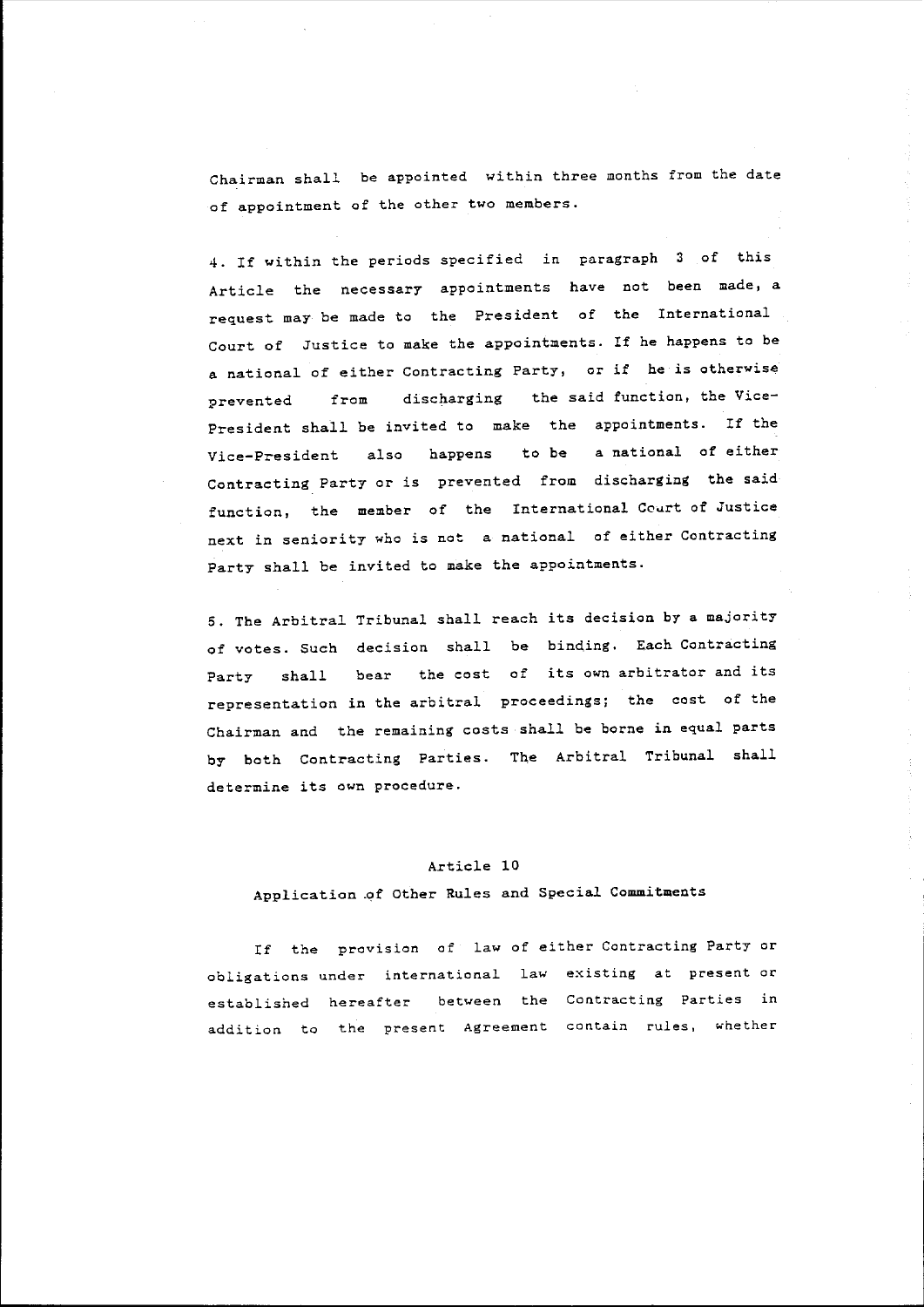Chairman shall be appointed within three months from the date of appointment of the other two members.

4. If within the periods specified in paragraph 3 of this Article the necessary appointments have not been made, a request may be made to the President of the International Court of Justice to make the appointments. If he happens to be a national of either Contracting Party, or if he is otherwise prevented from discharging the said function, the Vice-President shall be invited to make the appointments. If the Vice-President also happens to be a national of either Contracting Party or is prevented from discharging the said function, the member of the International Court of Justice next in seniority who is not a national of either Contracting Party shall be invited to make the appointments.

5. The Arbitral Tribunal shall reach its decision by a majority of votes. Such decision shall be binding. Each Contracting Party shall bear the cost of its own arbitrator and its representation in the arbitral proceedings; the cost of the Chairman and the remaining costs shall be borne in equal parts by both Contracting Parties. The Arbitral Tribunal shall determine its own procedure.

## Article 10

### Application of Other Rules and Special Commitments

If the provision of law of either Contracting Party or obligations under international law existing at present or established hereafter between the Contracting Parties in addition to the present Agreement contain rules, whether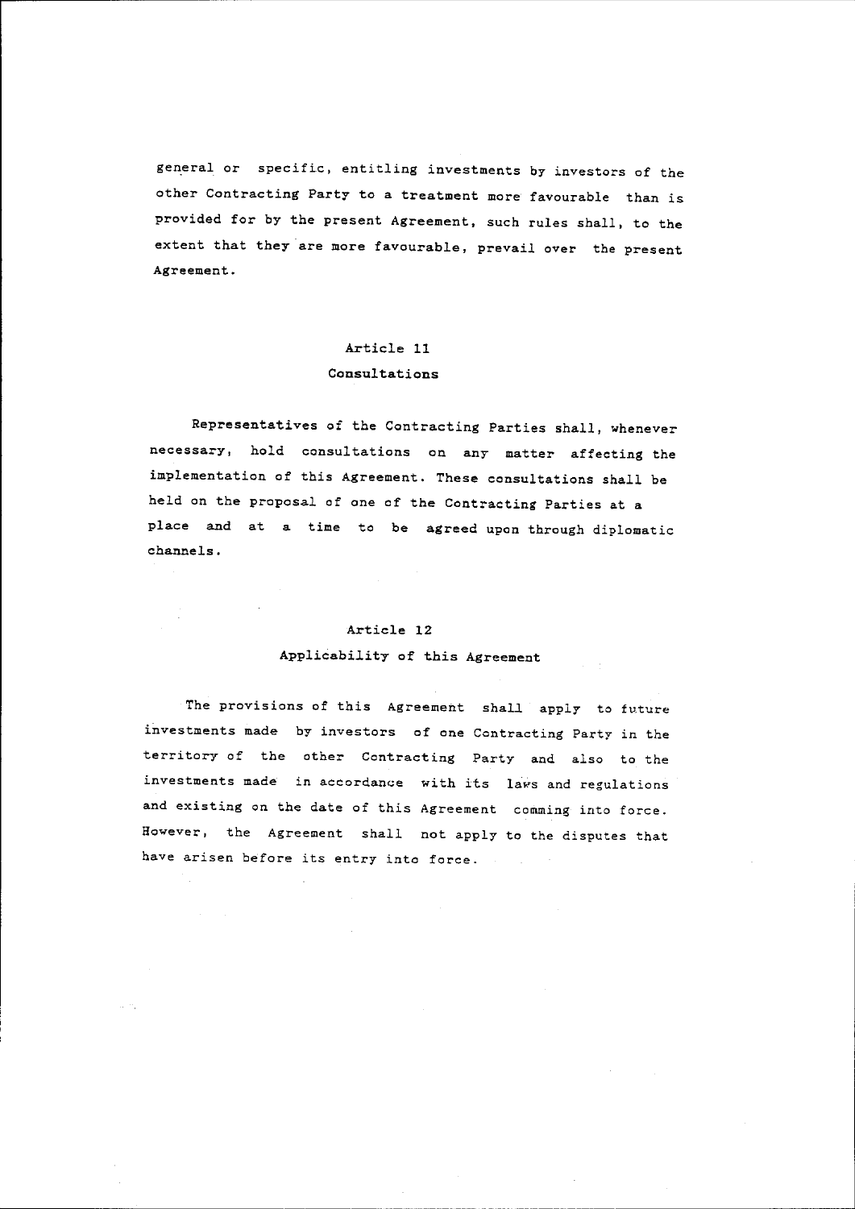general or specific, entitling investments by investors of the other Contracting Party to a treatment more favourable than is provided for by the present Agreement, such rules shall, to the extent that they are more favourable, prevail over the present Agreement.

## Article 11
## Consultations

Representatives of the Contracting Parties shall, whenever necessary, hold consultations on any matter affecting the implementation of this Agreement. These consultations shall be held on the proposal of one of the Contracting Parties at a place and at a time to be agreed upon through diplomatic channels.

## Article 12
## Applicability of this Agreement

The provisions of this Agreement shall apply to future investments made by investors of one Contracting Party in the territory of the other Contracting Party and also to the investments made in accordance with its laws and regulations and existing on the date of this Agreement comming into force. However, the Agreement shall not apply to the disputes that have arisen before its entry into force.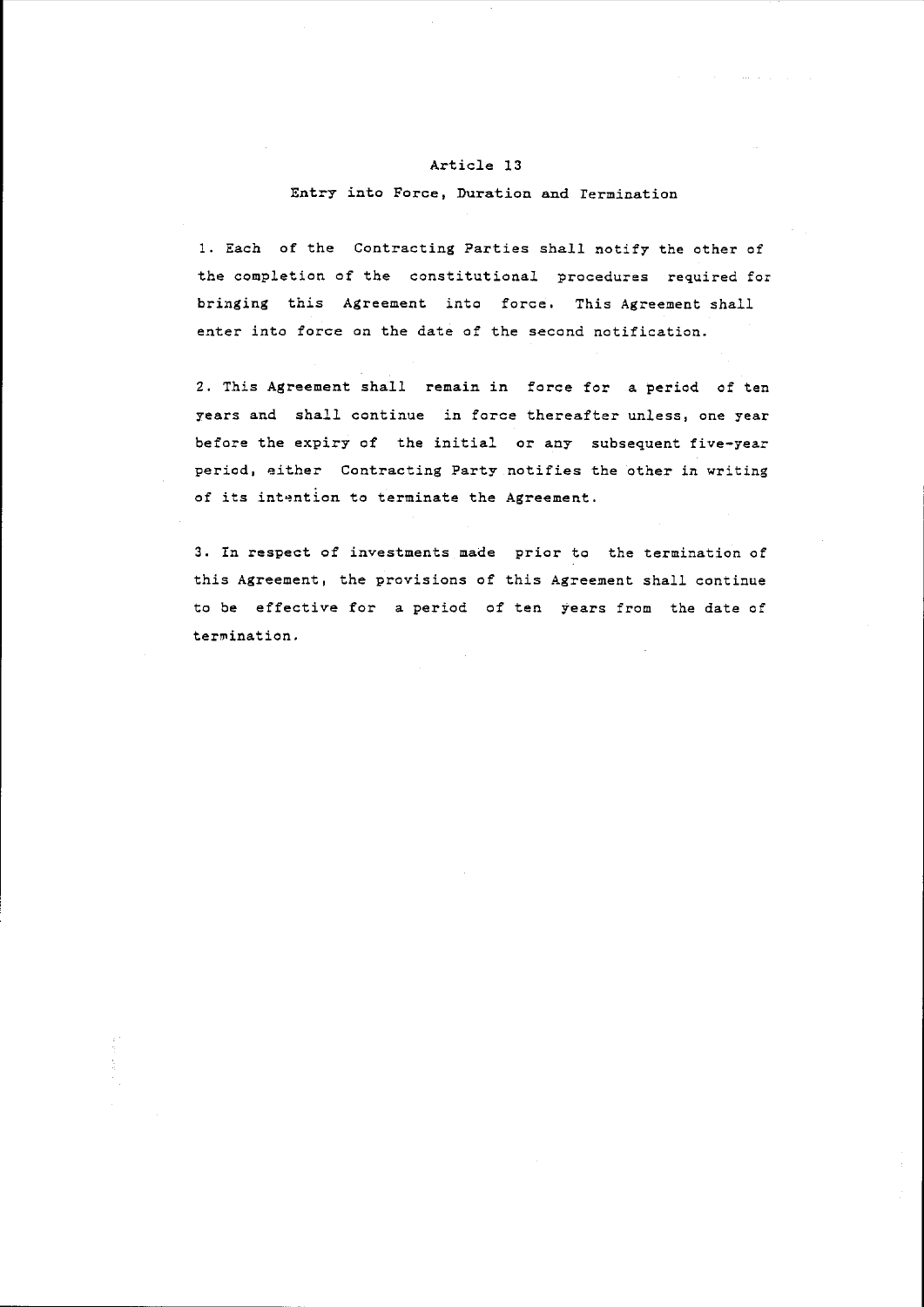## Article 13

### Entry into Force, Duration and Termination

1. Each of the Contracting Parties shall notify the other of the completion of the constitutional procedures required for bringing this Agreement into force. This Agreement shall enter into force on the date of the second notification.

2. This Agreement shall remain in force for a period of ten years and shall continue in force thereafter unless, one year before the expiry of the initial or any subsequent five-year period, either Contracting Party notifies the other in writing of its intention to terminate the Agreement.

3. In respect of investments made prior to the termination of this Agreement, the provisions of this Agreement shall continue to be effective for a period of ten years from the date of termination.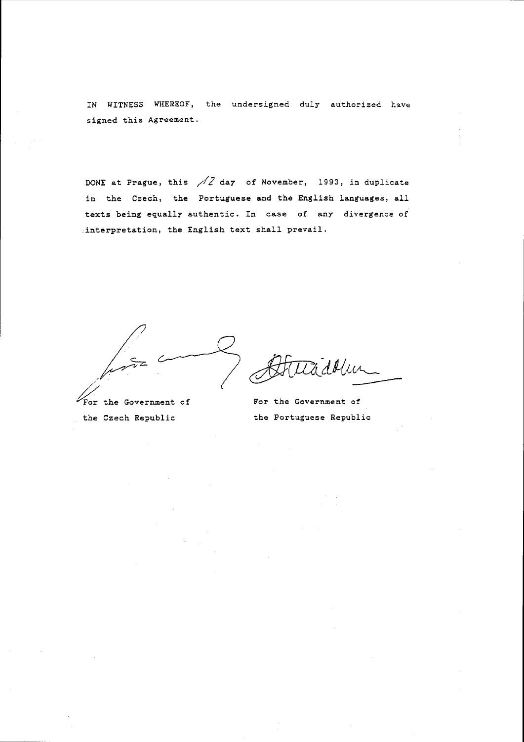IN WITNESS WHEREOF, the undersigned duly authorized have signed this Agreement.

DONE at Prague, this 12 day of November, 1993, in duplicate in the Czech, the Portuguese and the English languages, all texts being equally authentic. In case of any divergence of interpretation, the English text shall prevail.

| | |
|---|---|
| For the Government of the Czech Republic | For the Government of the Portuguese Republic |